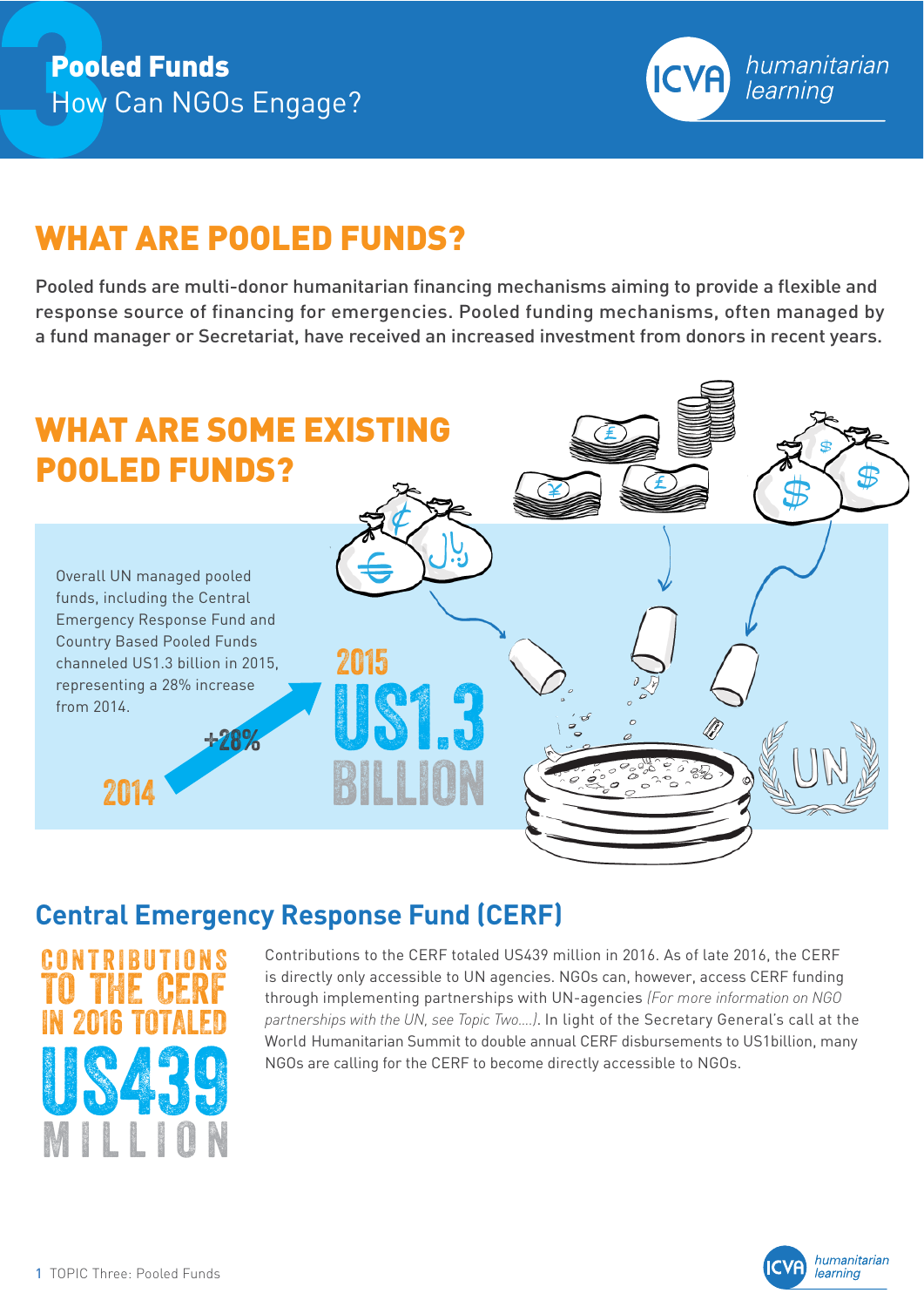# 3 Pooled Funds

How Can NGOs Engage?

## WHAT ARE POOLED FUNDS?

Pooled funds are multi-donor humanitarian financing mechanisms aiming to provide a flexible and response source of financing for emergencies. Pooled funding mechanisms, often managed by a fund manager or Secretariat, have received an increased investment from donors in recent years.

## WHAT ARE SOME EXISTING POOLED FUNDS?

Overall UN managed pooled funds, including the Central Emergency Response Fund and Country Based Pooled Funds channeled US1.3 billion in 2015, representing a 28% increase from 2014.

2014 +28% 2015 US1.3 BILLION

### Central Emergency Response Fund (CERF)

CONTRIBUTIONS TO THE CERF IN 2016 TOTALED US439 MILLION

Contributions to the CERF totaled US439 million in 2016. As of late 2016, the CERF is directly only accessible to UN agencies. NGOs can, however, access CERF funding through implementing partnerships with UN-agencies *(For more information on NGO partnerships with the UN, see Topic Two....)*. In light of the Secretary General's call at the World Humanitarian Summit to double annual CERF disbursements to US1billion, many NGOs are calling for the CERF to become directly accessible to NGOs.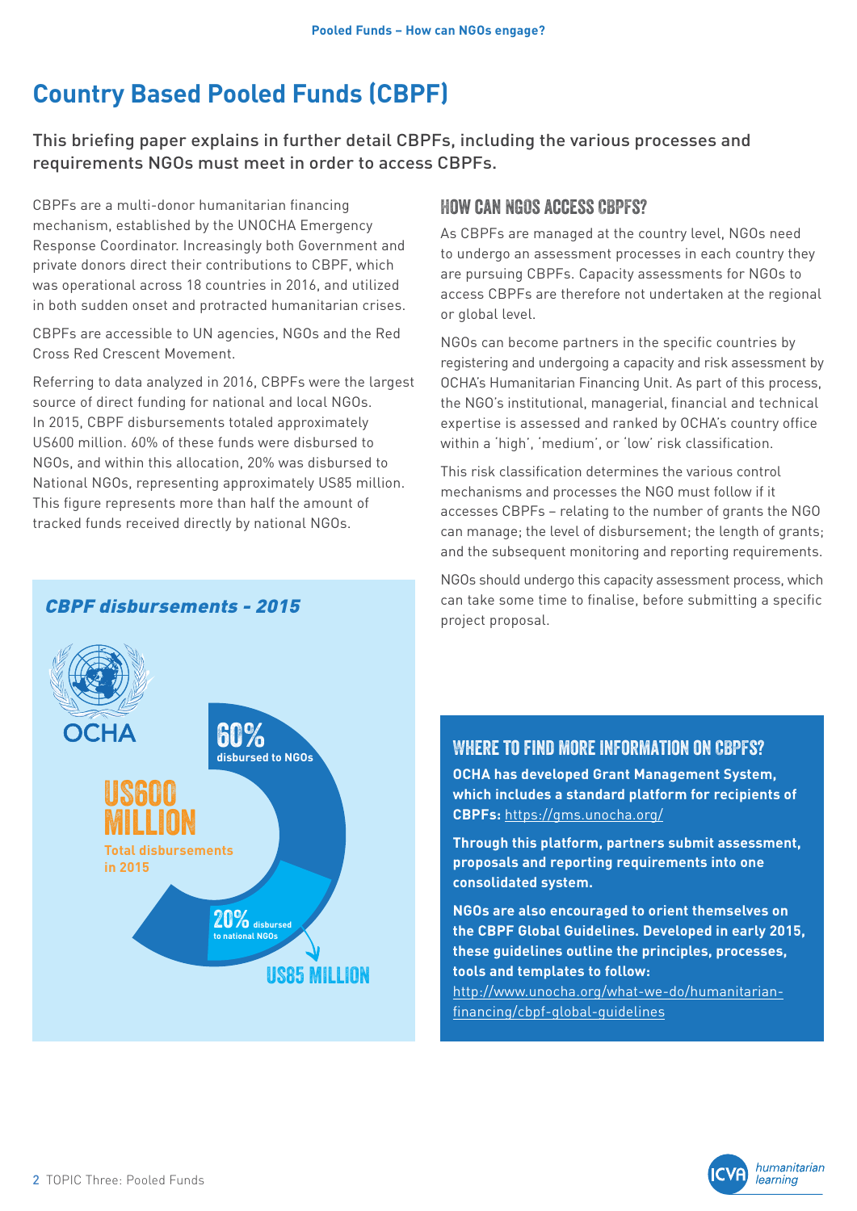# Country Based Pooled Funds (CBPF)

This briefing paper explains in further detail CBPFs, including the various processes and requirements NGOs must meet in order to access CBPFs.

CBPFs are a multi-donor humanitarian financing mechanism, established by the UNOCHA Emergency Response Coordinator. Increasingly both Government and private donors direct their contributions to CBPF, which was operational across 18 countries in 2016, and utilized in both sudden onset and protracted humanitarian crises.

CBPFs are accessible to UN agencies, NGOs and the Red Cross Red Crescent Movement.

Referring to data analyzed in 2016, CBPFs were the largest source of direct funding for national and local NGOs. In 2015, CBPF disbursements totaled approximately US600 million. 60% of these funds were disbursed to NGOs, and within this allocation, 20% was disbursed to National NGOs, representing approximately US85 million. This figure represents more than half the amount of tracked funds received directly by national NGOs.

### *CBPF disbursements - 2015*

OCHA

**US600 MILLION**
**Total disbursements in 2015**

**60%** disbursed to NGOs

**20%** disbursed to national NGOs

**US85 MILLION**

## HOW CAN NGOS ACCESS CBPFS?

As CBPFs are managed at the country level, NGOs need to undergo an assessment processes in each country they are pursuing CBPFs. Capacity assessments for NGOs to access CBPFs are therefore not undertaken at the regional or global level.

NGOs can become partners in the specific countries by registering and undergoing a capacity and risk assessment by OCHA's Humanitarian Financing Unit. As part of this process, the NGO's institutional, managerial, financial and technical expertise is assessed and ranked by OCHA's country office within a 'high', 'medium', or 'low' risk classification.

This risk classification determines the various control mechanisms and processes the NGO must follow if it accesses CBPFs – relating to the number of grants the NGO can manage; the level of disbursement; the length of grants; and the subsequent monitoring and reporting requirements.

NGOs should undergo this capacity assessment process, which can take some time to finalise, before submitting a specific project proposal.

## WHERE TO FIND MORE INFORMATION ON CBPFS?

**OCHA has developed Grant Management System, which includes a standard platform for recipients of CBPFs:** https://gms.unocha.org/

**Through this platform, partners submit assessment, proposals and reporting requirements into one consolidated system.**

**NGOs are also encouraged to orient themselves on the CBPF Global Guidelines. Developed in early 2015, these guidelines outline the principles, processes, tools and templates to follow:**
http://www.unocha.org/what-we-do/humanitarian-financing/cbpf-global-guidelines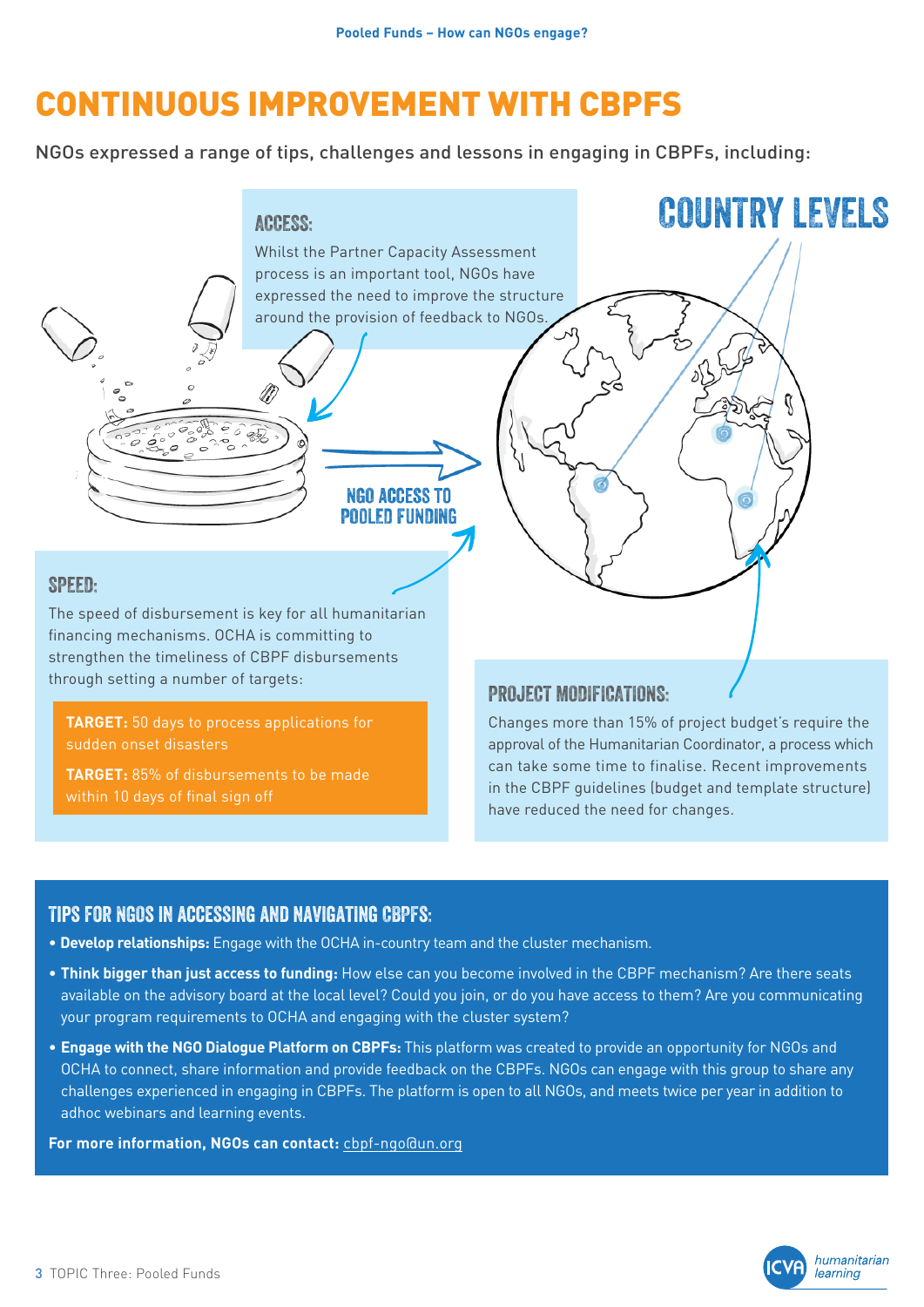# CONTINUOUS IMPROVEMENT WITH CBPFS

NGOs expressed a range of tips, challenges and lessons in engaging in CBPFs, including:

### ACCESS:

Whilst the Partner Capacity Assessment process is an important tool, NGOs have expressed the need to improve the structure around the provision of feedback to NGOs.

COUNTRY LEVELS

NGO ACCESS TO POOLED FUNDING

### SPEED:

The speed of disbursement is key for all humanitarian financing mechanisms. OCHA is committing to strengthen the timeliness of CBPF disbursements through setting a number of targets:

**TARGET:** 50 days to process applications for sudden onset disasters

**TARGET:** 85% of disbursements to be made within 10 days of final sign off

### PROJECT MODIFICATIONS:

Changes more than 15% of project budget's require the approval of the Humanitarian Coordinator, a process which can take some time to finalise. Recent improvements in the CBPF guidelines (budget and template structure) have reduced the need for changes.

### TIPS FOR NGOS IN ACCESSING AND NAVIGATING CBPFS:

- **Develop relationships:** Engage with the OCHA in-country team and the cluster mechanism.
- **Think bigger than just access to funding:** How else can you become involved in the CBPF mechanism? Are there seats available on the advisory board at the local level? Could you join, or do you have access to them? Are you communicating your program requirements to OCHA and engaging with the cluster system?
- **Engage with the NGO Dialogue Platform on CBPFs:** This platform was created to provide an opportunity for NGOs and OCHA to connect, share information and provide feedback on the CBPFs. NGOs can engage with this group to share any challenges experienced in engaging in CBPFs. The platform is open to all NGOs, and meets twice per year in addition to adhoc webinars and learning events.

**For more information, NGOs can contact:** cbpf-ngo@un.org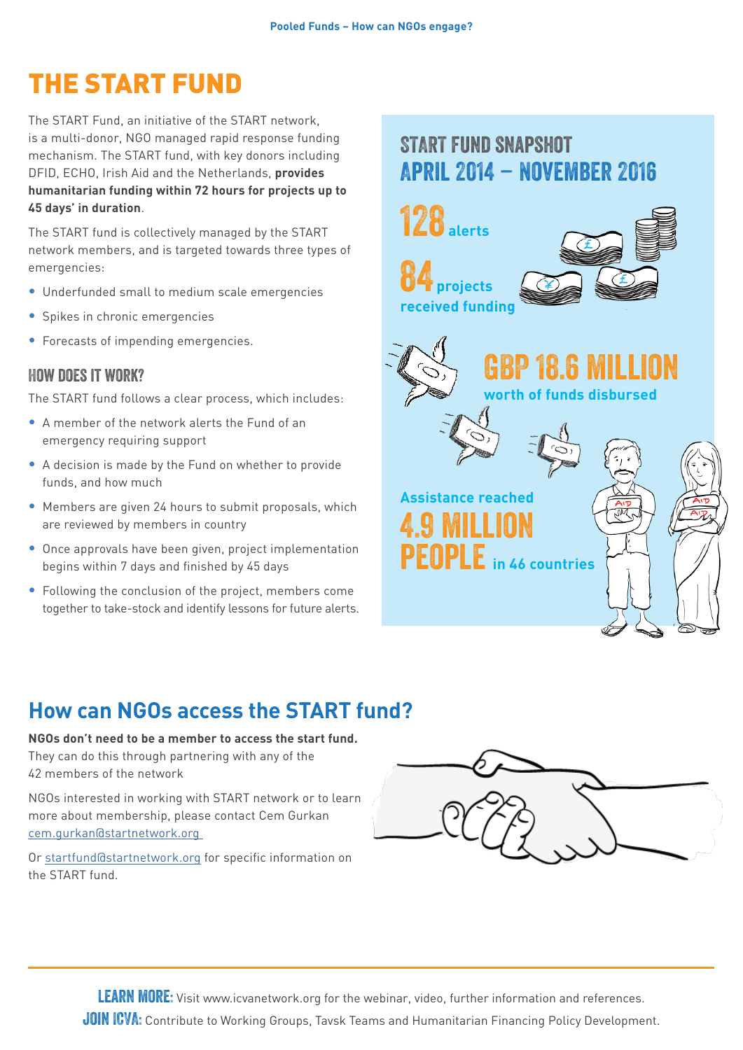# THE START FUND

The START Fund, an initiative of the START network, is a multi-donor, NGO managed rapid response funding mechanism. The START fund, with key donors including DFID, ECHO, Irish Aid and the Netherlands, **provides humanitarian funding within 72 hours for projects up to 45 days' in duration**.

The START fund is collectively managed by the START network members, and is targeted towards three types of emergencies:

- Underfunded small to medium scale emergencies
- Spikes in chronic emergencies
- Forecasts of impending emergencies.

### HOW DOES IT WORK?

The START fund follows a clear process, which includes:

- A member of the network alerts the Fund of an emergency requiring support
- A decision is made by the Fund on whether to provide funds, and how much
- Members are given 24 hours to submit proposals, which are reviewed by members in country
- Once approvals have been given, project implementation begins within 7 days and finished by 45 days
- Following the conclusion of the project, members come together to take-stock and identify lessons for future alerts.

### START FUND SNAPSHOT APRIL 2014 – NOVEMBER 2016

**128** alerts

**84** projects received funding

**GBP 18.6 MILLION** worth of funds disbursed

Assistance reached **4.9 MILLION PEOPLE** in 46 countries

## How can NGOs access the START fund?

**NGOs don't need to be a member to access the start fund.** They can do this through partnering with any of the 42 members of the network

NGOs interested in working with START network or to learn more about membership, please contact Cem Gurkan cem.gurkan@startnetwork.org

Or startfund@startnetwork.org for specific information on the START fund.

---

**LEARN MORE:** Visit www.icvanetwork.org for the webinar, video, further information and references.

**JOIN ICVA:** Contribute to Working Groups, Tavsk Teams and Humanitarian Financing Policy Development.